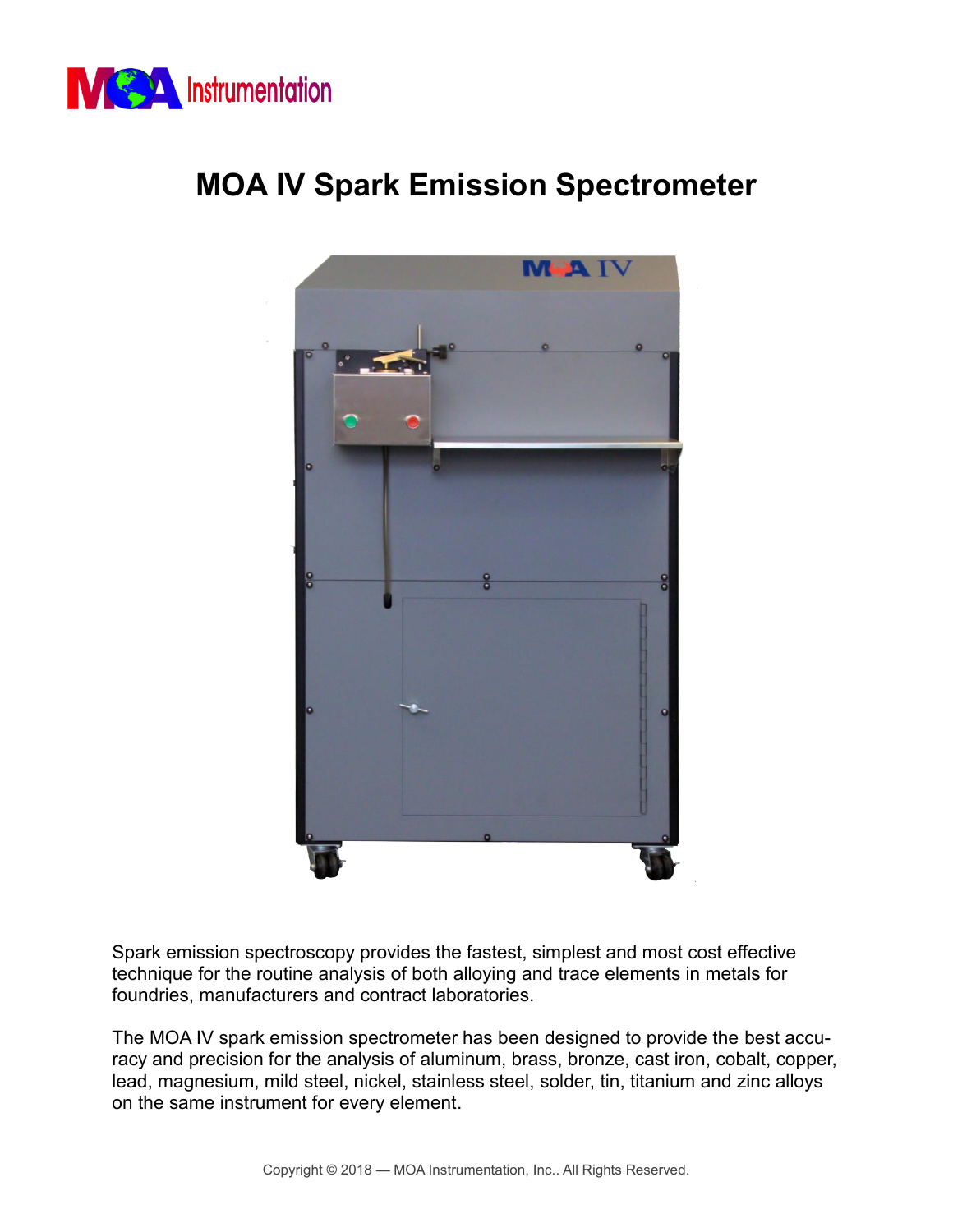MOA Instrumentation

# MOA IV Spark Emission Spectrometer

Spark emission spectroscopy provides the fastest, simplest and most cost effective technique for the routine analysis of both alloying and trace elements in metals for foundries, manufacturers and contract laboratories.

The MOA IV spark emission spectrometer has been designed to provide the best accuracy and precision for the analysis of aluminum, brass, bronze, cast iron, cobalt, copper, lead, magnesium, mild steel, nickel, stainless steel, solder, tin, titanium and zinc alloys on the same instrument for every element.

Copyright © 2018 — MOA Instrumentation, Inc.. All Rights Reserved.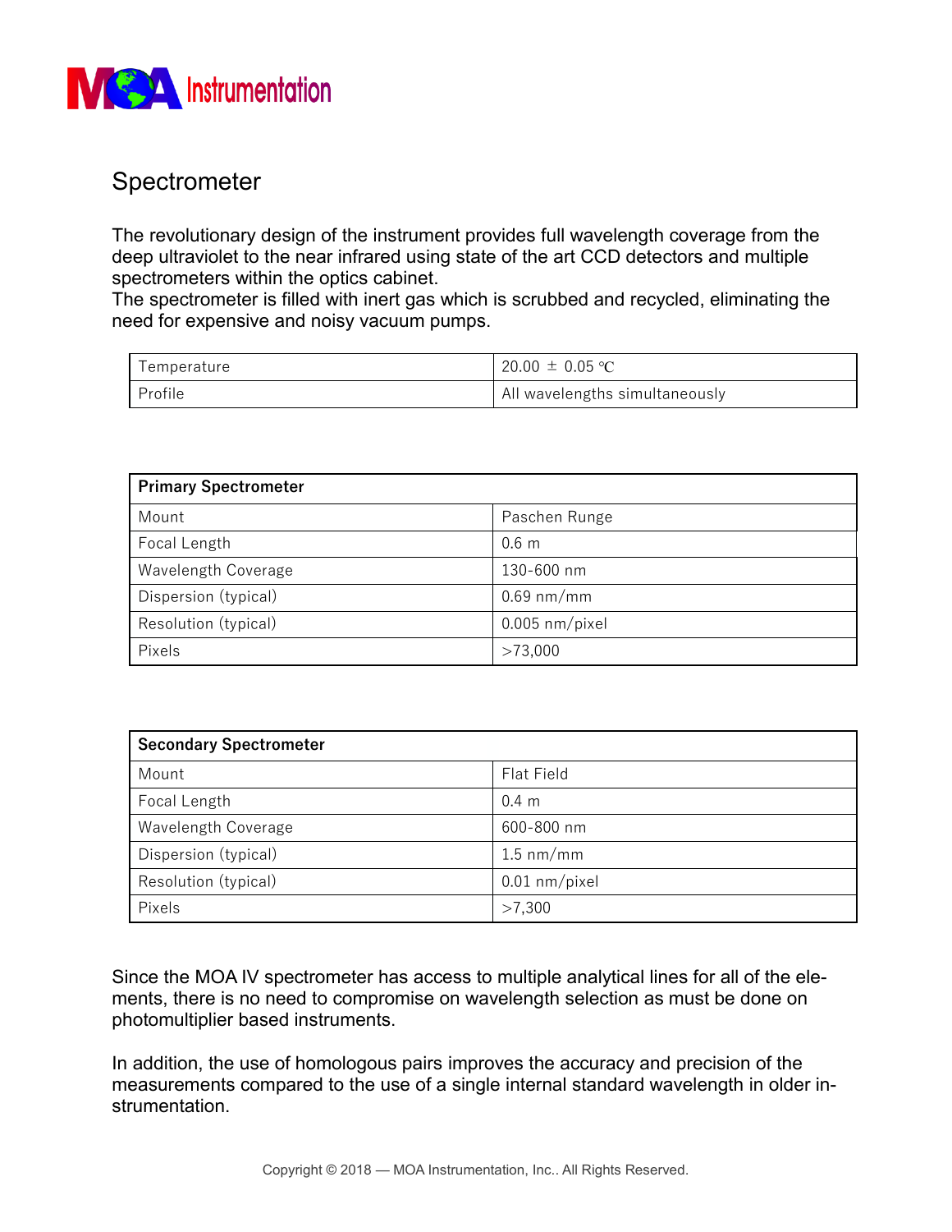# Spectrometer

The revolutionary design of the instrument provides full wavelength coverage from the deep ultraviolet to the near infrared using state of the art CCD detectors and multiple spectrometers within the optics cabinet.
The spectrometer is filled with inert gas which is scrubbed and recycled, eliminating the need for expensive and noisy vacuum pumps.

| | |
|---|---|
| Temperature | 20.00 ± 0.05 ℃ |
| Profile | All wavelengths simultaneously |

| **Primary Spectrometer** | |
|---|---|
| Mount | Paschen Runge |
| Focal Length | 0.6 m |
| Wavelength Coverage | 130-600 nm |
| Dispersion (typical) | 0.69 nm/mm |
| Resolution (typical) | 0.005 nm/pixel |
| Pixels | >73,000 |

| **Secondary Spectrometer** | |
|---|---|
| Mount | Flat Field |
| Focal Length | 0.4 m |
| Wavelength Coverage | 600-800 nm |
| Dispersion (typical) | 1.5 nm/mm |
| Resolution (typical) | 0.01 nm/pixel |
| Pixels | >7,300 |

Since the MOA IV spectrometer has access to multiple analytical lines for all of the elements, there is no need to compromise on wavelength selection as must be done on photomultiplier based instruments.

In addition, the use of homologous pairs improves the accuracy and precision of the measurements compared to the use of a single internal standard wavelength in older instrumentation.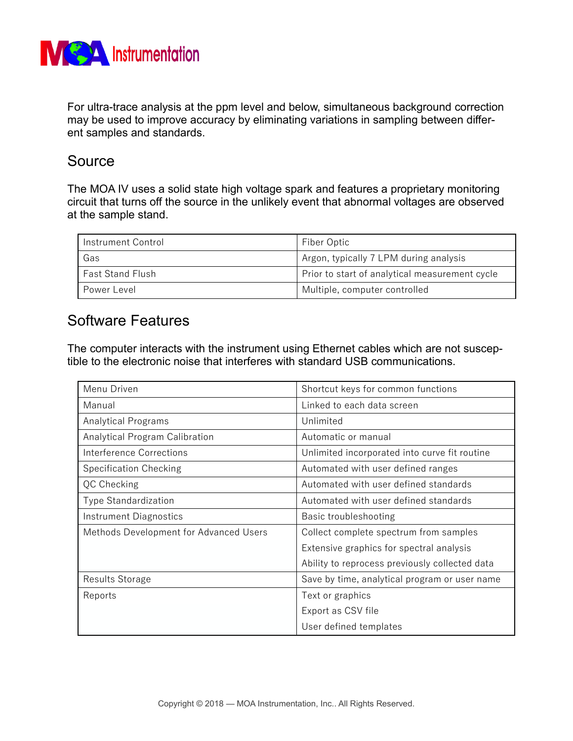For ultra-trace analysis at the ppm level and below, simultaneous background correction may be used to improve accuracy by eliminating variations in sampling between different samples and standards.

## Source

The MOA IV uses a solid state high voltage spark and features a proprietary monitoring circuit that turns off the source in the unlikely event that abnormal voltages are observed at the sample stand.

| | |
|---|---|
| Instrument Control | Fiber Optic |
| Gas | Argon, typically 7 LPM during analysis |
| Fast Stand Flush | Prior to start of analytical measurement cycle |
| Power Level | Multiple, computer controlled |

## Software Features

The computer interacts with the instrument using Ethernet cables which are not susceptible to the electronic noise that interferes with standard USB communications.

| | |
|---|---|
| Menu Driven | Shortcut keys for common functions |
| Manual | Linked to each data screen |
| Analytical Programs | Unlimited |
| Analytical Program Calibration | Automatic or manual |
| Interference Corrections | Unlimited incorporated into curve fit routine |
| Specification Checking | Automated with user defined ranges |
| QC Checking | Automated with user defined standards |
| Type Standardization | Automated with user defined standards |
| Instrument Diagnostics | Basic troubleshooting |
| Methods Development for Advanced Users | Collect complete spectrum from samples<br>Extensive graphics for spectral analysis<br>Ability to reprocess previously collected data |
| Results Storage | Save by time, analytical program or user name |
| Reports | Text or graphics<br>Export as CSV file<br>User defined templates |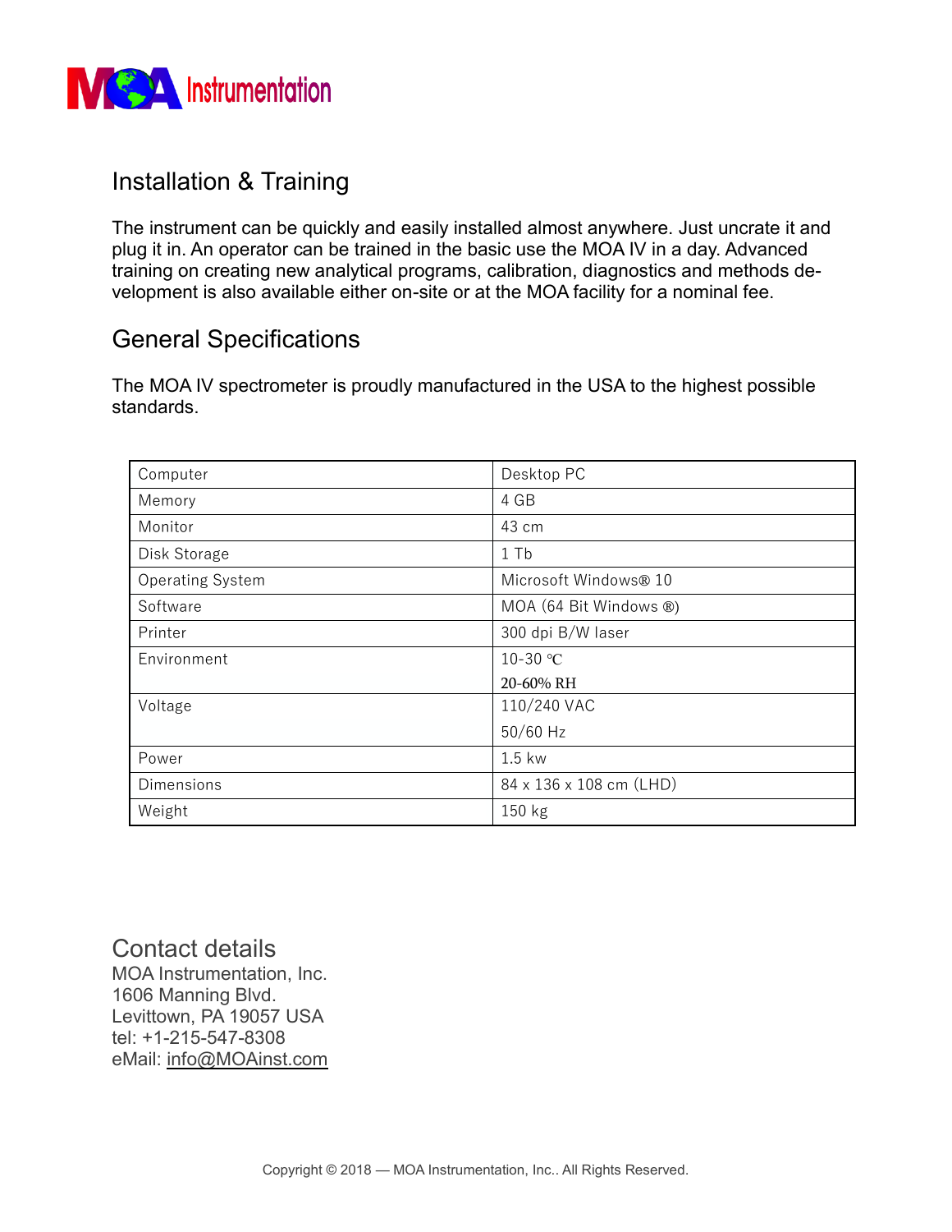## Installation & Training

The instrument can be quickly and easily installed almost anywhere. Just uncrate it and plug it in. An operator can be trained in the basic use the MOA IV in a day. Advanced training on creating new analytical programs, calibration, diagnostics and methods development is also available either on-site or at the MOA facility for a nominal fee.

## General Specifications

The MOA IV spectrometer is proudly manufactured in the USA to the highest possible standards.

| | |
|---|---|
| Computer | Desktop PC |
| Memory | 4 GB |
| Monitor | 43 cm |
| Disk Storage | 1 Tb |
| Operating System | Microsoft Windows® 10 |
| Software | MOA (64 Bit Windows ®) |
| Printer | 300 dpi B/W laser |
| Environment | 10-30 ℃<br>20-60% RH |
| Voltage | 110/240 VAC<br>50/60 Hz |
| Power | 1.5 kw |
| Dimensions | 84 x 136 x 108 cm (LHD) |
| Weight | 150 kg |

## Contact details

MOA Instrumentation, Inc.
1606 Manning Blvd.
Levittown, PA 19057 USA
tel: +1-215-547-8308
eMail: info@MOAinst.com

Copyright © 2018 — MOA Instrumentation, Inc.. All Rights Reserved.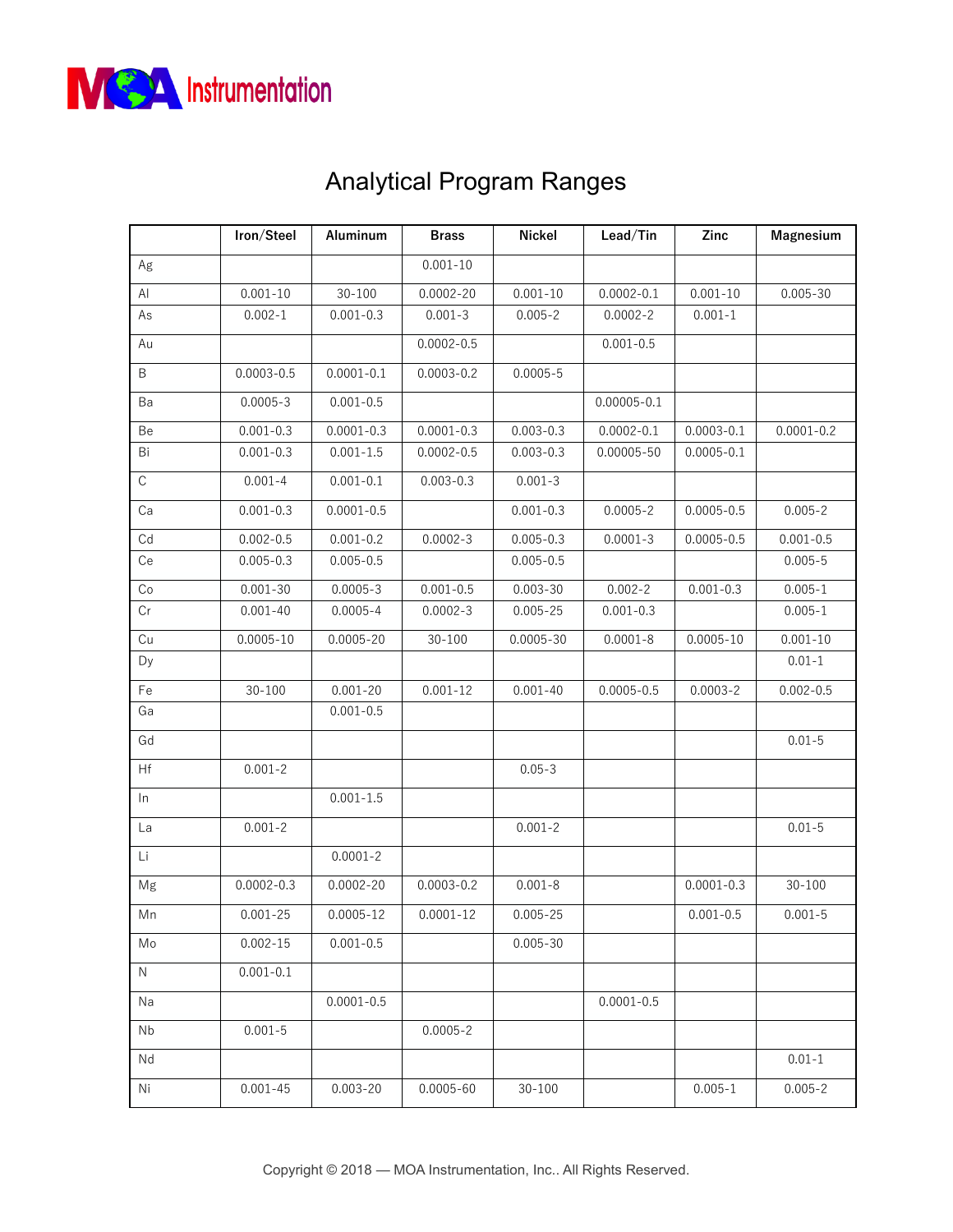# Analytical Program Ranges

| | Iron/Steel | Aluminum | Brass | Nickel | Lead/Tin | Zinc | Magnesium |
|---|---|---|---|---|---|---|---|
| Ag | | | 0.001-10 | | | | |
| Al | 0.001-10 | 30-100 | 0.0002-20 | 0.001-10 | 0.0002-0.1 | 0.001-10 | 0.005-30 |
| As | 0.002-1 | 0.001-0.3 | 0.001-3 | 0.005-2 | 0.0002-2 | 0.001-1 | |
| Au | | | 0.0002-0.5 | | 0.001-0.5 | | |
| B | 0.0003-0.5 | 0.0001-0.1 | 0.0003-0.2 | 0.0005-5 | | | |
| Ba | 0.0005-3 | 0.001-0.5 | | | 0.00005-0.1 | | |
| Be | 0.001-0.3 | 0.0001-0.3 | 0.0001-0.3 | 0.003-0.3 | 0.0002-0.1 | 0.0003-0.1 | 0.0001-0.2 |
| Bi | 0.001-0.3 | 0.001-1.5 | 0.0002-0.5 | 0.003-0.3 | 0.00005-50 | 0.0005-0.1 | |
| C | 0.001-4 | 0.001-0.1 | 0.003-0.3 | 0.001-3 | | | |
| Ca | 0.001-0.3 | 0.0001-0.5 | | 0.001-0.3 | 0.0005-2 | 0.0005-0.5 | 0.005-2 |
| Cd | 0.002-0.5 | 0.001-0.2 | 0.0002-3 | 0.005-0.3 | 0.0001-3 | 0.0005-0.5 | 0.001-0.5 |
| Ce | 0.005-0.3 | 0.005-0.5 | | 0.005-0.5 | | | 0.005-5 |
| Co | 0.001-30 | 0.0005-3 | 0.001-0.5 | 0.003-30 | 0.002-2 | 0.001-0.3 | 0.005-1 |
| Cr | 0.001-40 | 0.0005-4 | 0.0002-3 | 0.005-25 | 0.001-0.3 | | 0.005-1 |
| Cu | 0.0005-10 | 0.0005-20 | 30-100 | 0.0005-30 | 0.0001-8 | 0.0005-10 | 0.001-10 |
| Dy | | | | | | | 0.01-1 |
| Fe | 30-100 | 0.001-20 | 0.001-12 | 0.001-40 | 0.0005-0.5 | 0.0003-2 | 0.002-0.5 |
| Ga | | 0.001-0.5 | | | | | |
| Gd | | | | | | | 0.01-5 |
| Hf | 0.001-2 | | | 0.05-3 | | | |
| In | | 0.001-1.5 | | | | | |
| La | 0.001-2 | | | 0.001-2 | | | 0.01-5 |
| Li | | 0.0001-2 | | | | | |
| Mg | 0.0002-0.3 | 0.0002-20 | 0.0003-0.2 | 0.001-8 | | 0.0001-0.3 | 30-100 |
| Mn | 0.001-25 | 0.0005-12 | 0.0001-12 | 0.005-25 | | 0.001-0.5 | 0.001-5 |
| Mo | 0.002-15 | 0.001-0.5 | | 0.005-30 | | | |
| N | 0.001-0.1 | | | | | | |
| Na | | 0.0001-0.5 | | | 0.0001-0.5 | | |
| Nb | 0.001-5 | | 0.0005-2 | | | | |
| Nd | | | | | | | 0.01-1 |
| Ni | 0.001-45 | 0.003-20 | 0.0005-60 | 30-100 | | 0.005-1 | 0.005-2 |

Copyright © 2018 — MOA Instrumentation, Inc.. All Rights Reserved.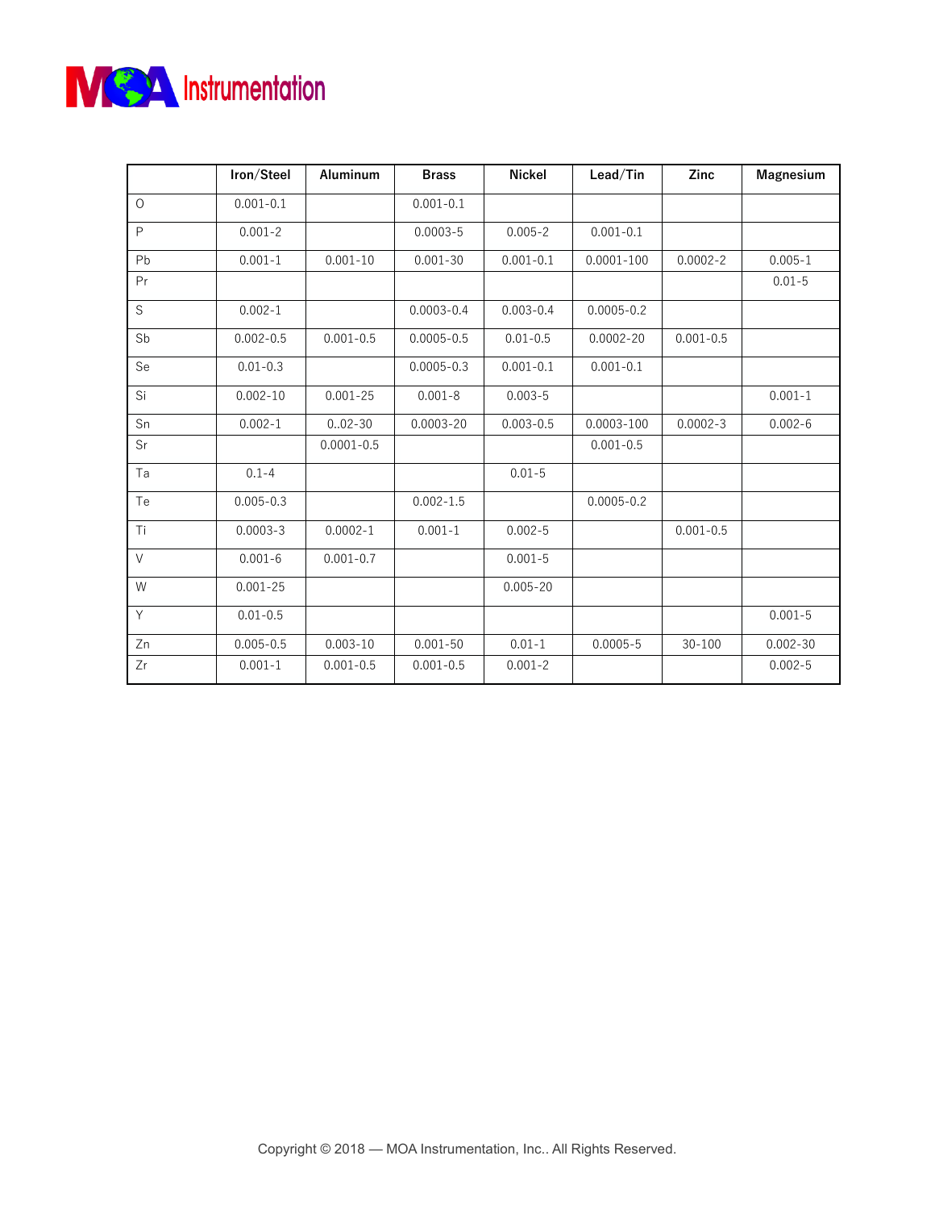| | Iron/Steel | Aluminum | Brass | Nickel | Lead/Tin | Zinc | Magnesium |
|---|---|---|---|---|---|---|---|
| O | 0.001-0.1 | | 0.001-0.1 | | | | |
| P | 0.001-2 | | 0.0003-5 | 0.005-2 | 0.001-0.1 | | |
| Pb | 0.001-1 | 0.001-10 | 0.001-30 | 0.001-0.1 | 0.0001-100 | 0.0002-2 | 0.005-1 |
| Pr | | | | | | | 0.01-5 |
| S | 0.002-1 | | 0.0003-0.4 | 0.003-0.4 | 0.0005-0.2 | | |
| Sb | 0.002-0.5 | 0.001-0.5 | 0.0005-0.5 | 0.01-0.5 | 0.0002-20 | 0.001-0.5 | |
| Se | 0.01-0.3 | | 0.0005-0.3 | 0.001-0.1 | 0.001-0.1 | | |
| Si | 0.002-10 | 0.001-25 | 0.001-8 | 0.003-5 | | | 0.001-1 |
| Sn | 0.002-1 | 0..02-30 | 0.0003-20 | 0.003-0.5 | 0.0003-100 | 0.0002-3 | 0.002-6 |
| Sr | | 0.0001-0.5 | | | 0.001-0.5 | | |
| Ta | 0.1-4 | | | 0.01-5 | | | |
| Te | 0.005-0.3 | | 0.002-1.5 | | 0.0005-0.2 | | |
| Ti | 0.0003-3 | 0.0002-1 | 0.001-1 | 0.002-5 | | 0.001-0.5 | |
| V | 0.001-6 | 0.001-0.7 | | 0.001-5 | | | |
| W | 0.001-25 | | | 0.005-20 | | | |
| Y | 0.01-0.5 | | | | | | 0.001-5 |
| Zn | 0.005-0.5 | 0.003-10 | 0.001-50 | 0.01-1 | 0.0005-5 | 30-100 | 0.002-30 |
| Zr | 0.001-1 | 0.001-0.5 | 0.001-0.5 | 0.001-2 | | | 0.002-5 |